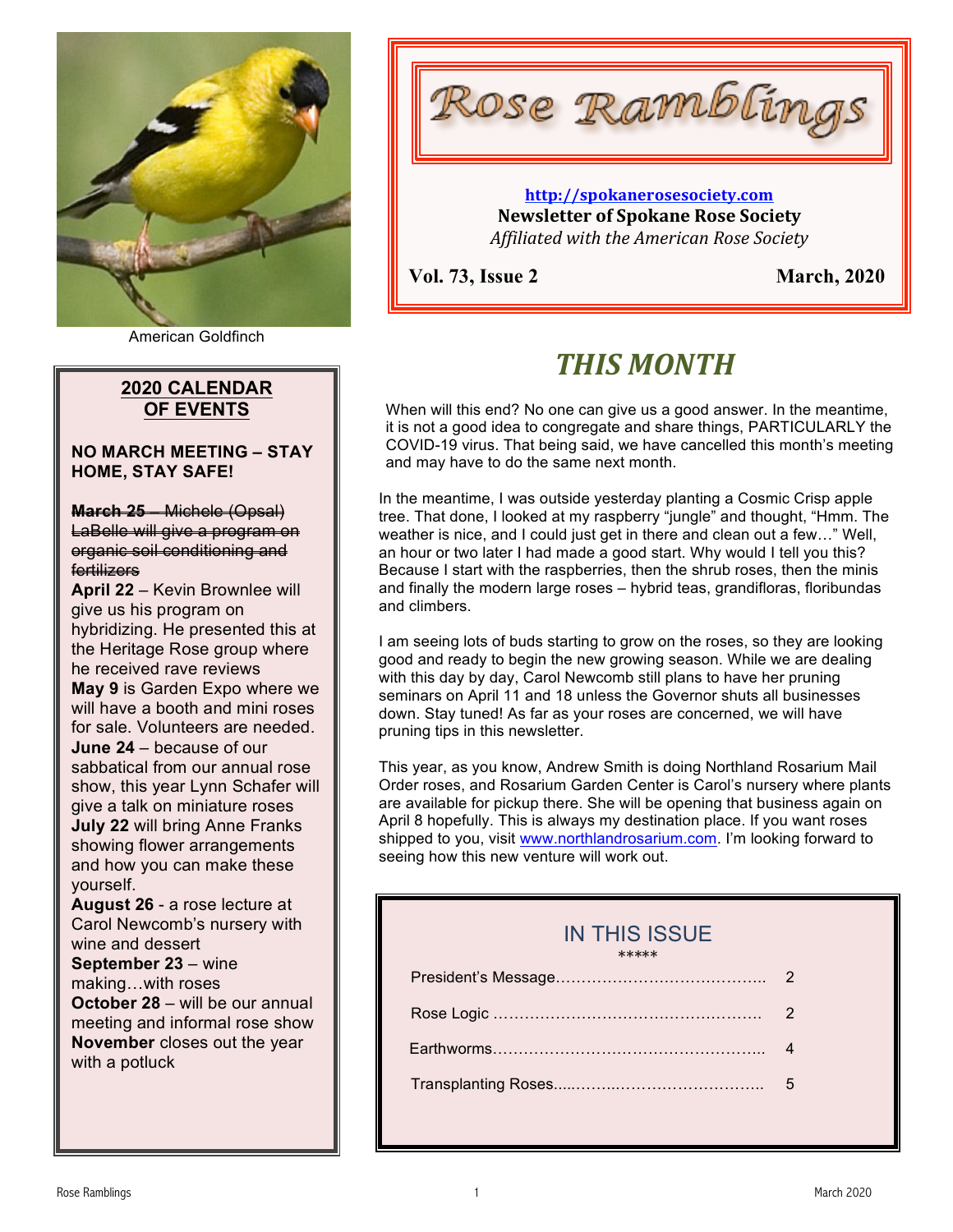# Rose Ramblings

**http://spokanerosesociety.com**
**Newsletter of Spokane Rose Society**
*Affiliated with the American Rose Society*

**Vol. 73, Issue 2** **March, 2020**

American Goldfinch

## 2020 CALENDAR OF EVENTS

**NO MARCH MEETING – STAY HOME, STAY SAFE!**

~~**March 25** – Michele (Opsal) LaBelle will give a program on organic soil conditioning and fertilizers~~

**April 22** – Kevin Brownlee will give us his program on hybridizing. He presented this at the Heritage Rose group where he received rave reviews

**May 9** is Garden Expo where we will have a booth and mini roses for sale. Volunteers are needed.

**June 24** – because of our sabbatical from our annual rose show, this year Lynn Schafer will give a talk on miniature roses

**July 22** will bring Anne Franks showing flower arrangements and how you can make these yourself.

**August 26** - a rose lecture at Carol Newcomb's nursery with wine and dessert

**September 23** – wine making…with roses

**October 28** – will be our annual meeting and informal rose show

**November** closes out the year with a potluck

## *THIS MONTH*

When will this end? No one can give us a good answer. In the meantime, it is not a good idea to congregate and share things, PARTICULARLY the COVID-19 virus. That being said, we have cancelled this month's meeting and may have to do the same next month.

In the meantime, I was outside yesterday planting a Cosmic Crisp apple tree. That done, I looked at my raspberry "jungle" and thought, "Hmm. The weather is nice, and I could just get in there and clean out a few…" Well, an hour or two later I had made a good start. Why would I tell you this? Because I start with the raspberries, then the shrub roses, then the minis and finally the modern large roses – hybrid teas, grandifloras, floribundas and climbers.

I am seeing lots of buds starting to grow on the roses, so they are looking good and ready to begin the new growing season. While we are dealing with this day by day, Carol Newcomb still plans to have her pruning seminars on April 11 and 18 unless the Governor shuts all businesses down. Stay tuned! As far as your roses are concerned, we will have pruning tips in this newsletter.

This year, as you know, Andrew Smith is doing Northland Rosarium Mail Order roses, and Rosarium Garden Center is Carol's nursery where plants are available for pickup there. She will be opening that business again on April 8 hopefully. This is always my destination place. If you want roses shipped to you, visit www.northlandrosarium.com. I'm looking forward to seeing how this new venture will work out.

## IN THIS ISSUE

\*\*\*\*\*

| | |
|---|---|
| President's Message | 2 |
| Rose Logic | 2 |
| Earthworms | 4 |
| Transplanting Roses | 5 |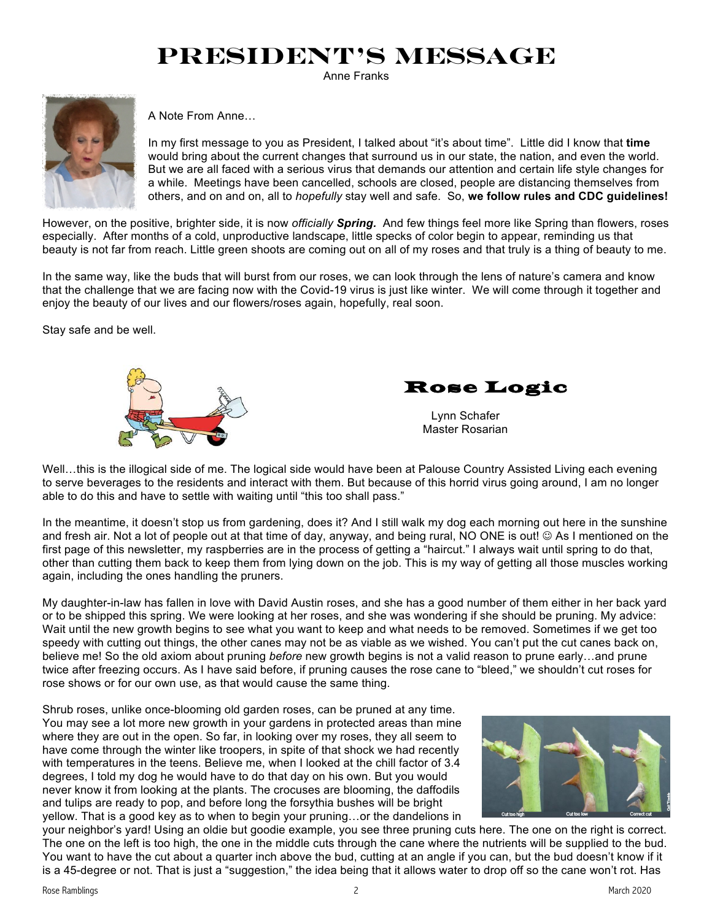# PRESIDENT'S MESSAGE

Anne Franks

A Note From Anne…

In my first message to you as President, I talked about "it's about time". Little did I know that **time** would bring about the current changes that surround us in our state, the nation, and even the world. But we are all faced with a serious virus that demands our attention and certain life style changes for a while. Meetings have been cancelled, schools are closed, people are distancing themselves from others, and on and on, all to *hopefully* stay well and safe. So, **we follow rules and CDC guidelines!**

However, on the positive, brighter side, it is now *officially* ***Spring.*** And few things feel more like Spring than flowers, roses especially. After months of a cold, unproductive landscape, little specks of color begin to appear, reminding us that beauty is not far from reach. Little green shoots are coming out on all of my roses and that truly is a thing of beauty to me.

In the same way, like the buds that will burst from our roses, we can look through the lens of nature's camera and know that the challenge that we are facing now with the Covid-19 virus is just like winter. We will come through it together and enjoy the beauty of our lives and our flowers/roses again, hopefully, real soon.

Stay safe and be well.

# Rose Logic

Lynn Schafer
Master Rosarian

Well…this is the illogical side of me. The logical side would have been at Palouse Country Assisted Living each evening to serve beverages to the residents and interact with them. But because of this horrid virus going around, I am no longer able to do this and have to settle with waiting until "this too shall pass."

In the meantime, it doesn't stop us from gardening, does it? And I still walk my dog each morning out here in the sunshine and fresh air. Not a lot of people out at that time of day, anyway, and being rural, NO ONE is out! ☺ As I mentioned on the first page of this newsletter, my raspberries are in the process of getting a "haircut." I always wait until spring to do that, other than cutting them back to keep them from lying down on the job. This is my way of getting all those muscles working again, including the ones handling the pruners.

My daughter-in-law has fallen in love with David Austin roses, and she has a good number of them either in her back yard or to be shipped this spring. We were looking at her roses, and she was wondering if she should be pruning. My advice: Wait until the new growth begins to see what you want to keep and what needs to be removed. Sometimes if we get too speedy with cutting out things, the other canes may not be as viable as we wished. You can't put the cut canes back on, believe me! So the old axiom about pruning *before* new growth begins is not a valid reason to prune early…and prune twice after freezing occurs. As I have said before, if pruning causes the rose cane to "bleed," we shouldn't cut roses for rose shows or for our own use, as that would cause the same thing.

Shrub roses, unlike once-blooming old garden roses, can be pruned at any time. You may see a lot more new growth in your gardens in protected areas than mine where they are out in the open. So far, in looking over my roses, they all seem to have come through the winter like troopers, in spite of that shock we had recently with temperatures in the teens. Believe me, when I looked at the chill factor of 3.4 degrees, I told my dog he would have to do that day on his own. But you would never know it from looking at the plants. The crocuses are blooming, the daffodils and tulips are ready to pop, and before long the forsythia bushes will be bright yellow. That is a good key as to when to begin your pruning…or the dandelions in your neighbor's yard! Using an oldie but goodie example, you see three pruning cuts here. The one on the right is correct. The one on the left is too high, the one in the middle cuts through the cane where the nutrients will be supplied to the bud. You want to have the cut about a quarter inch above the bud, cutting at an angle if you can, but the bud doesn't know if it is a 45-degree or not. That is just a "suggestion," the idea being that it allows water to drop off so the cane won't rot. Has

Cut too high | Cut too low | Correct cut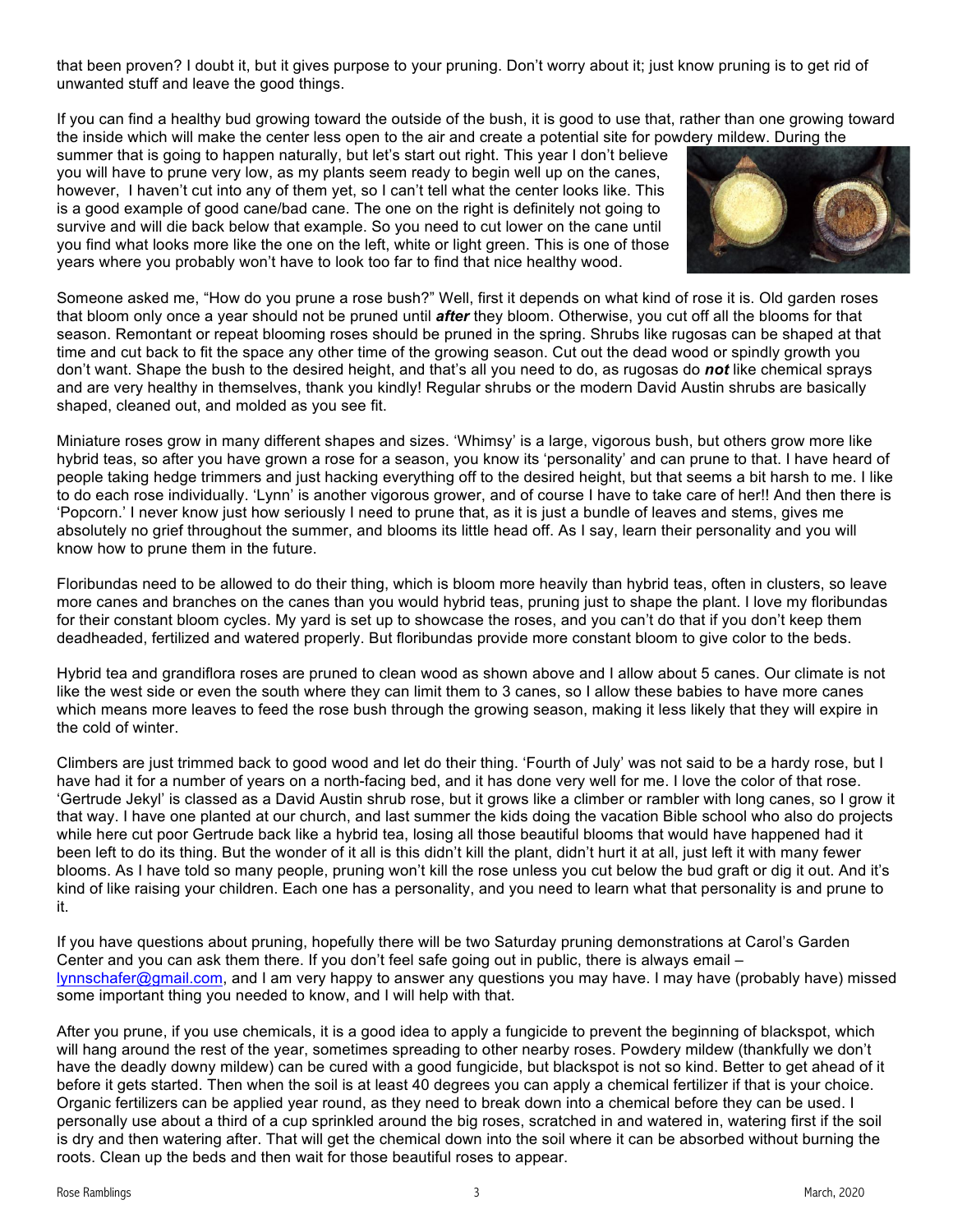that been proven? I doubt it, but it gives purpose to your pruning. Don't worry about it; just know pruning is to get rid of unwanted stuff and leave the good things.

If you can find a healthy bud growing toward the outside of the bush, it is good to use that, rather than one growing toward the inside which will make the center less open to the air and create a potential site for powdery mildew. During the summer that is going to happen naturally, but let's start out right. This year I don't believe you will have to prune very low, as my plants seem ready to begin well up on the canes, however, I haven't cut into any of them yet, so I can't tell what the center looks like. This is a good example of good cane/bad cane. The one on the right is definitely not going to survive and will die back below that example. So you need to cut lower on the cane until you find what looks more like the one on the left, white or light green. This is one of those years where you probably won't have to look too far to find that nice healthy wood.

Someone asked me, "How do you prune a rose bush?" Well, first it depends on what kind of rose it is. Old garden roses that bloom only once a year should not be pruned until ***after*** they bloom. Otherwise, you cut off all the blooms for that season. Remontant or repeat blooming roses should be pruned in the spring. Shrubs like rugosas can be shaped at that time and cut back to fit the space any other time of the growing season. Cut out the dead wood or spindly growth you don't want. Shape the bush to the desired height, and that's all you need to do, as rugosas do ***not*** like chemical sprays and are very healthy in themselves, thank you kindly! Regular shrubs or the modern David Austin shrubs are basically shaped, cleaned out, and molded as you see fit.

Miniature roses grow in many different shapes and sizes. 'Whimsy' is a large, vigorous bush, but others grow more like hybrid teas, so after you have grown a rose for a season, you know its 'personality' and can prune to that. I have heard of people taking hedge trimmers and just hacking everything off to the desired height, but that seems a bit harsh to me. I like to do each rose individually. 'Lynn' is another vigorous grower, and of course I have to take care of her!! And then there is 'Popcorn.' I never know just how seriously I need to prune that, as it is just a bundle of leaves and stems, gives me absolutely no grief throughout the summer, and blooms its little head off. As I say, learn their personality and you will know how to prune them in the future.

Floribundas need to be allowed to do their thing, which is bloom more heavily than hybrid teas, often in clusters, so leave more canes and branches on the canes than you would hybrid teas, pruning just to shape the plant. I love my floribundas for their constant bloom cycles. My yard is set up to showcase the roses, and you can't do that if you don't keep them deadheaded, fertilized and watered properly. But floribundas provide more constant bloom to give color to the beds.

Hybrid tea and grandiflora roses are pruned to clean wood as shown above and I allow about 5 canes. Our climate is not like the west side or even the south where they can limit them to 3 canes, so I allow these babies to have more canes which means more leaves to feed the rose bush through the growing season, making it less likely that they will expire in the cold of winter.

Climbers are just trimmed back to good wood and let do their thing. 'Fourth of July' was not said to be a hardy rose, but I have had it for a number of years on a north-facing bed, and it has done very well for me. I love the color of that rose. 'Gertrude Jekyl' is classed as a David Austin shrub rose, but it grows like a climber or rambler with long canes, so I grow it that way. I have one planted at our church, and last summer the kids doing the vacation Bible school who also do projects while here cut poor Gertrude back like a hybrid tea, losing all those beautiful blooms that would have happened had it been left to do its thing. But the wonder of it all is this didn't kill the plant, didn't hurt it at all, just left it with many fewer blooms. As I have told so many people, pruning won't kill the rose unless you cut below the bud graft or dig it out. And it's kind of like raising your children. Each one has a personality, and you need to learn what that personality is and prune to it.

If you have questions about pruning, hopefully there will be two Saturday pruning demonstrations at Carol's Garden Center and you can ask them there. If you don't feel safe going out in public, there is always email – lynnschafer@gmail.com, and I am very happy to answer any questions you may have. I may have (probably have) missed some important thing you needed to know, and I will help with that.

After you prune, if you use chemicals, it is a good idea to apply a fungicide to prevent the beginning of blackspot, which will hang around the rest of the year, sometimes spreading to other nearby roses. Powdery mildew (thankfully we don't have the deadly downy mildew) can be cured with a good fungicide, but blackspot is not so kind. Better to get ahead of it before it gets started. Then when the soil is at least 40 degrees you can apply a chemical fertilizer if that is your choice. Organic fertilizers can be applied year round, as they need to break down into a chemical before they can be used. I personally use about a third of a cup sprinkled around the big roses, scratched in and watered in, watering first if the soil is dry and then watering after. That will get the chemical down into the soil where it can be absorbed without burning the roots. Clean up the beds and then wait for those beautiful roses to appear.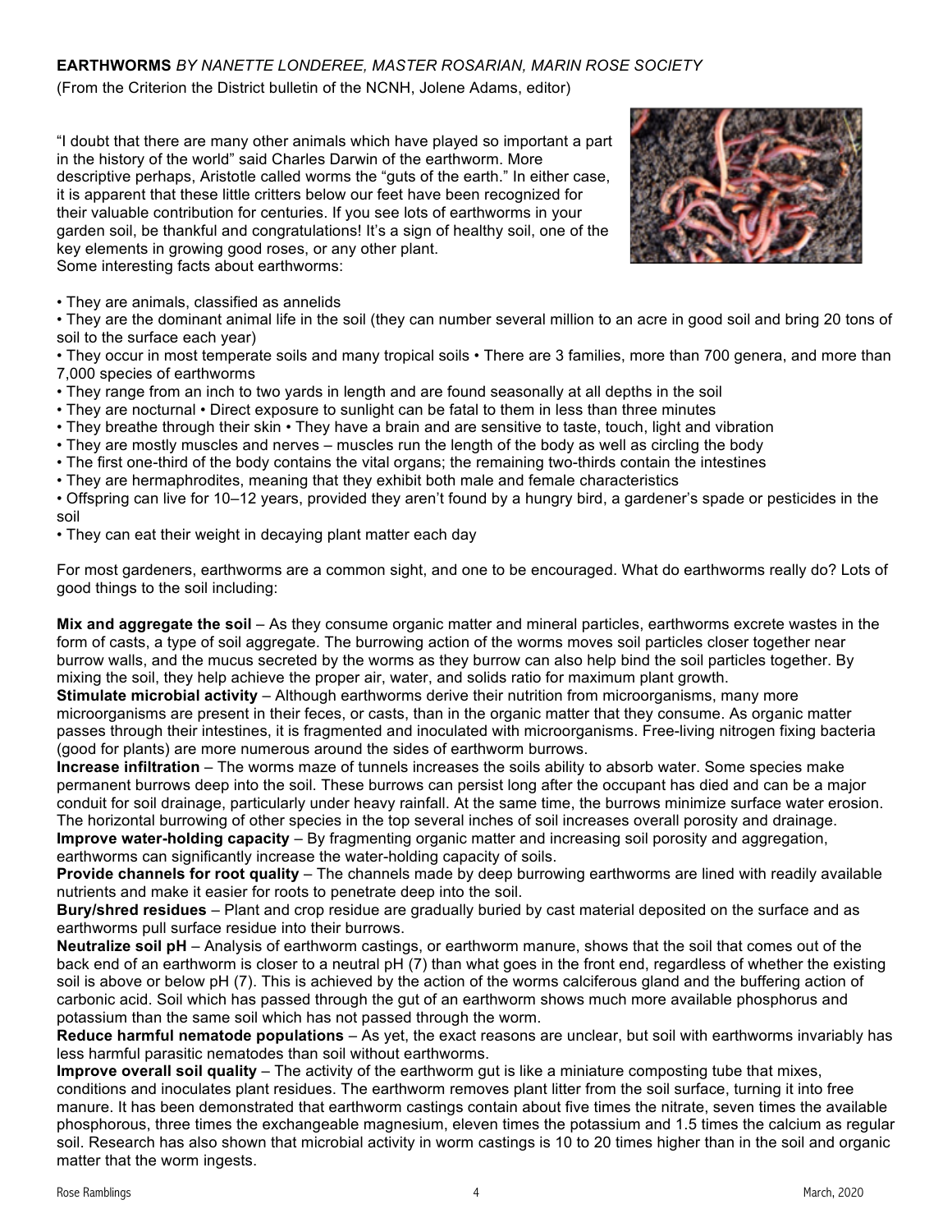**EARTHWORMS** *BY NANETTE LONDEREE, MASTER ROSARIAN, MARIN ROSE SOCIETY*

(From the Criterion the District bulletin of the NCNH, Jolene Adams, editor)

"I doubt that there are many other animals which have played so important a part in the history of the world" said Charles Darwin of the earthworm. More descriptive perhaps, Aristotle called worms the "guts of the earth." In either case, it is apparent that these little critters below our feet have been recognized for their valuable contribution for centuries. If you see lots of earthworms in your garden soil, be thankful and congratulations! It's a sign of healthy soil, one of the key elements in growing good roses, or any other plant.

Some interesting facts about earthworms:

- They are animals, classified as annelids
- They are the dominant animal life in the soil (they can number several million to an acre in good soil and bring 20 tons of soil to the surface each year)
- They occur in most temperate soils and many tropical soils
- There are 3 families, more than 700 genera, and more than 7,000 species of earthworms
- They range from an inch to two yards in length and are found seasonally at all depths in the soil
- They are nocturnal
- Direct exposure to sunlight can be fatal to them in less than three minutes
- They breathe through their skin
- They have a brain and are sensitive to taste, touch, light and vibration
- They are mostly muscles and nerves – muscles run the length of the body as well as circling the body
- The first one-third of the body contains the vital organs; the remaining two-thirds contain the intestines
- They are hermaphrodites, meaning that they exhibit both male and female characteristics
- Offspring can live for 10–12 years, provided they aren't found by a hungry bird, a gardener's spade or pesticides in the soil
- They can eat their weight in decaying plant matter each day

For most gardeners, earthworms are a common sight, and one to be encouraged. What do earthworms really do? Lots of good things to the soil including:

**Mix and aggregate the soil** – As they consume organic matter and mineral particles, earthworms excrete wastes in the form of casts, a type of soil aggregate. The burrowing action of the worms moves soil particles closer together near burrow walls, and the mucus secreted by the worms as they burrow can also help bind the soil particles together. By mixing the soil, they help achieve the proper air, water, and solids ratio for maximum plant growth.

**Stimulate microbial activity** – Although earthworms derive their nutrition from microorganisms, many more microorganisms are present in their feces, or casts, than in the organic matter that they consume. As organic matter passes through their intestines, it is fragmented and inoculated with microorganisms. Free-living nitrogen fixing bacteria (good for plants) are more numerous around the sides of earthworm burrows.

**Increase infiltration** – The worms maze of tunnels increases the soils ability to absorb water. Some species make permanent burrows deep into the soil. These burrows can persist long after the occupant has died and can be a major conduit for soil drainage, particularly under heavy rainfall. At the same time, the burrows minimize surface water erosion. The horizontal burrowing of other species in the top several inches of soil increases overall porosity and drainage.

**Improve water-holding capacity** – By fragmenting organic matter and increasing soil porosity and aggregation, earthworms can significantly increase the water-holding capacity of soils.

**Provide channels for root quality** – The channels made by deep burrowing earthworms are lined with readily available nutrients and make it easier for roots to penetrate deep into the soil.

**Bury/shred residues** – Plant and crop residue are gradually buried by cast material deposited on the surface and as earthworms pull surface residue into their burrows.

**Neutralize soil pH** – Analysis of earthworm castings, or earthworm manure, shows that the soil that comes out of the back end of an earthworm is closer to a neutral pH (7) than what goes in the front end, regardless of whether the existing soil is above or below pH (7). This is achieved by the action of the worms calciferous gland and the buffering action of carbonic acid. Soil which has passed through the gut of an earthworm shows much more available phosphorus and potassium than the same soil which has not passed through the worm.

**Reduce harmful nematode populations** – As yet, the exact reasons are unclear, but soil with earthworms invariably has less harmful parasitic nematodes than soil without earthworms.

**Improve overall soil quality** – The activity of the earthworm gut is like a miniature composting tube that mixes, conditions and inoculates plant residues. The earthworm removes plant litter from the soil surface, turning it into free manure. It has been demonstrated that earthworm castings contain about five times the nitrate, seven times the available phosphorous, three times the exchangeable magnesium, eleven times the potassium and 1.5 times the calcium as regular soil. Research has also shown that microbial activity in worm castings is 10 to 20 times higher than in the soil and organic matter that the worm ingests.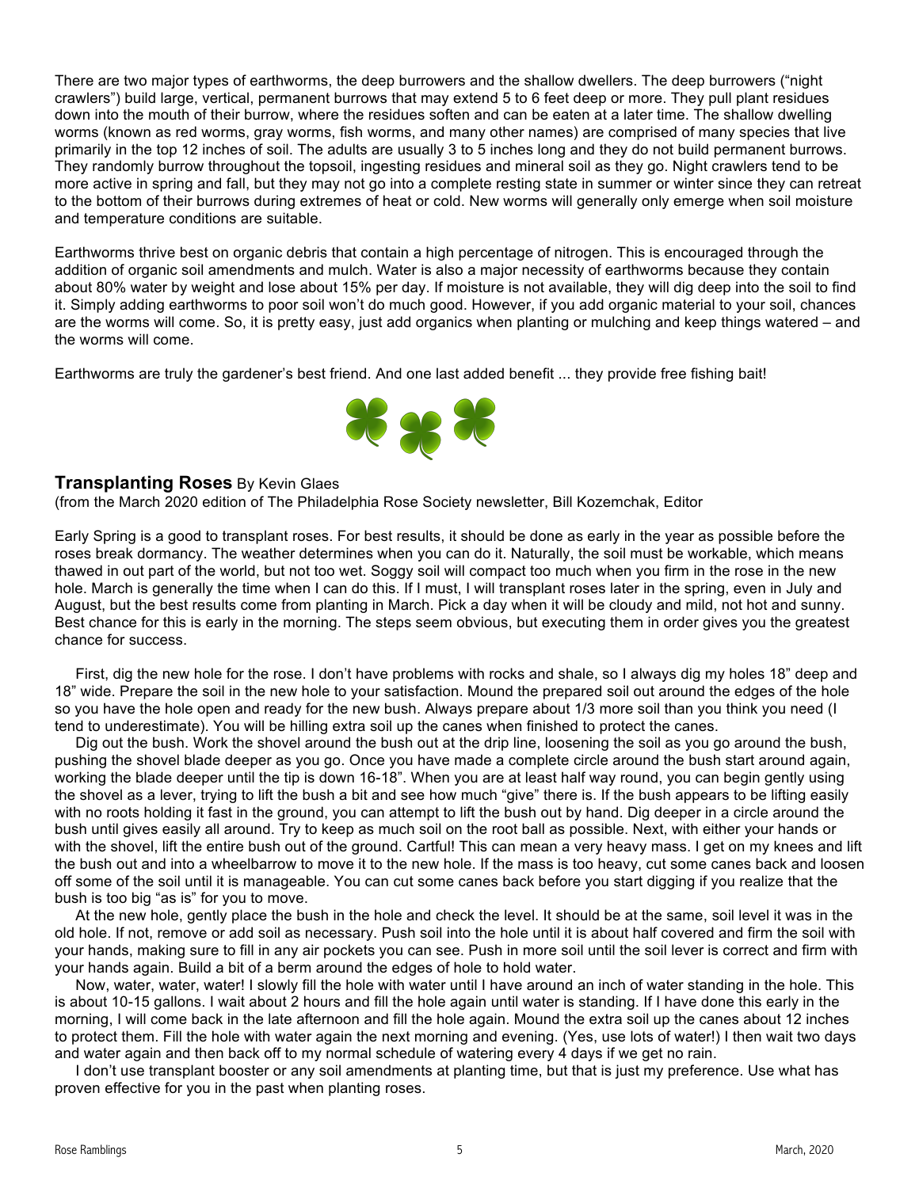There are two major types of earthworms, the deep burrowers and the shallow dwellers. The deep burrowers ("night crawlers") build large, vertical, permanent burrows that may extend 5 to 6 feet deep or more. They pull plant residues down into the mouth of their burrow, where the residues soften and can be eaten at a later time. The shallow dwelling worms (known as red worms, gray worms, fish worms, and many other names) are comprised of many species that live primarily in the top 12 inches of soil. The adults are usually 3 to 5 inches long and they do not build permanent burrows. They randomly burrow throughout the topsoil, ingesting residues and mineral soil as they go. Night crawlers tend to be more active in spring and fall, but they may not go into a complete resting state in summer or winter since they can retreat to the bottom of their burrows during extremes of heat or cold. New worms will generally only emerge when soil moisture and temperature conditions are suitable.

Earthworms thrive best on organic debris that contain a high percentage of nitrogen. This is encouraged through the addition of organic soil amendments and mulch. Water is also a major necessity of earthworms because they contain about 80% water by weight and lose about 15% per day. If moisture is not available, they will dig deep into the soil to find it. Simply adding earthworms to poor soil won't do much good. However, if you add organic material to your soil, chances are the worms will come. So, it is pretty easy, just add organics when planting or mulching and keep things watered – and the worms will come.

Earthworms are truly the gardener's best friend. And one last added benefit ... they provide free fishing bait!

## **Transplanting Roses** By Kevin Glaes

(from the March 2020 edition of The Philadelphia Rose Society newsletter, Bill Kozemchak, Editor

Early Spring is a good to transplant roses. For best results, it should be done as early in the year as possible before the roses break dormancy. The weather determines when you can do it. Naturally, the soil must be workable, which means thawed in out part of the world, but not too wet. Soggy soil will compact too much when you firm in the rose in the new hole. March is generally the time when I can do this. If I must, I will transplant roses later in the spring, even in July and August, but the best results come from planting in March. Pick a day when it will be cloudy and mild, not hot and sunny. Best chance for this is early in the morning. The steps seem obvious, but executing them in order gives you the greatest chance for success.

First, dig the new hole for the rose. I don't have problems with rocks and shale, so I always dig my holes 18" deep and 18" wide. Prepare the soil in the new hole to your satisfaction. Mound the prepared soil out around the edges of the hole so you have the hole open and ready for the new bush. Always prepare about 1/3 more soil than you think you need (I tend to underestimate). You will be hilling extra soil up the canes when finished to protect the canes.

Dig out the bush. Work the shovel around the bush out at the drip line, loosening the soil as you go around the bush, pushing the shovel blade deeper as you go. Once you have made a complete circle around the bush start around again, working the blade deeper until the tip is down 16-18". When you are at least half way round, you can begin gently using the shovel as a lever, trying to lift the bush a bit and see how much "give" there is. If the bush appears to be lifting easily with no roots holding it fast in the ground, you can attempt to lift the bush out by hand. Dig deeper in a circle around the bush until gives easily all around. Try to keep as much soil on the root ball as possible. Next, with either your hands or with the shovel, lift the entire bush out of the ground. Cartful! This can mean a very heavy mass. I get on my knees and lift the bush out and into a wheelbarrow to move it to the new hole. If the mass is too heavy, cut some canes back and loosen off some of the soil until it is manageable. You can cut some canes back before you start digging if you realize that the bush is too big "as is" for you to move.

At the new hole, gently place the bush in the hole and check the level. It should be at the same, soil level it was in the old hole. If not, remove or add soil as necessary. Push soil into the hole until it is about half covered and firm the soil with your hands, making sure to fill in any air pockets you can see. Push in more soil until the soil lever is correct and firm with your hands again. Build a bit of a berm around the edges of hole to hold water.

Now, water, water, water! I slowly fill the hole with water until I have around an inch of water standing in the hole. This is about 10-15 gallons. I wait about 2 hours and fill the hole again until water is standing. If I have done this early in the morning, I will come back in the late afternoon and fill the hole again. Mound the extra soil up the canes about 12 inches to protect them. Fill the hole with water again the next morning and evening. (Yes, use lots of water!) I then wait two days and water again and then back off to my normal schedule of watering every 4 days if we get no rain.

I don't use transplant booster or any soil amendments at planting time, but that is just my preference. Use what has proven effective for you in the past when planting roses.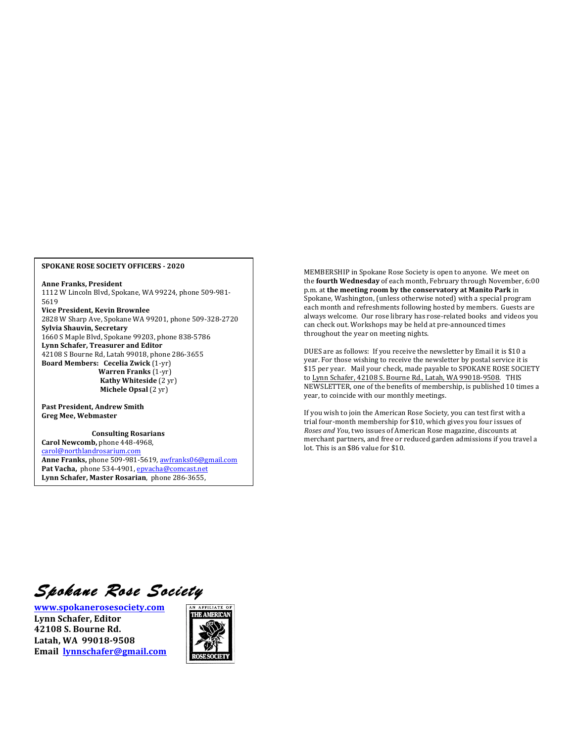**SPOKANE ROSE SOCIETY OFFICERS - 2020**

**Anne Franks, President**
1112 W Lincoln Blvd, Spokane, WA 99224, phone 509-981-5619
**Vice President, Kevin Brownlee**
2828 W Sharp Ave, Spokane WA 99201, phone 509-328-2720
**Sylvia Shauvin, Secretary**
1660 S Maple Blvd, Spokane 99203, phone 838-5786
**Lynn Schafer, Treasurer and Editor**
42108 S Bourne Rd, Latah 99018, phone 286-3655
**Board Members:** **Cecelia Zwick** (1-yr)
**Warren Franks** (1-yr)
**Kathy Whiteside** (2 yr)
**Michele Opsal** (2 yr)

**Past President, Andrew Smith**
**Greg Mee, Webmaster**

**Consulting Rosarians**
**Carol Newcomb,** phone 448-4968, carol@northlandrosarium.com
**Anne Franks,** phone 509-981-5619, awfranks06@gmail.com
**Pat Vacha,** phone 534-4901, epvacha@comcast.net
**Lynn Schafer, Master Rosarian**, phone 286-3655,

MEMBERSHIP in Spokane Rose Society is open to anyone. We meet on the **fourth Wednesday** of each month, February through November, 6:00 p.m. at **the meeting room by the conservatory at Manito Park** in Spokane, Washington, (unless otherwise noted) with a special program each month and refreshments following hosted by members. Guests are always welcome. Our rose library has rose-related books and videos you can check out. Workshops may be held at pre-announced times throughout the year on meeting nights.

DUES are as follows: If you receive the newsletter by Email it is $10 a year. For those wishing to receive the newsletter by postal service it is $15 per year. Mail your check, made payable to SPOKANE ROSE SOCIETY to Lynn Schafer, 42108 S. Bourne Rd., Latah, WA 99018-9508. THIS NEWSLETTER, one of the benefits of membership, is published 10 times a year, to coincide with our monthly meetings.

If you wish to join the American Rose Society, you can test first with a trial four-month membership for $10, which gives you four issues of *Roses and You*, two issues of American Rose magazine, discounts at merchant partners, and free or reduced garden admissions if you travel a lot. This is an $86 value for $10.

*Spokane Rose Society*

**www.spokanerosesociety.com**
**Lynn Schafer, Editor**
**42108 S. Bourne Rd.**
**Latah, WA 99018-9508**
**Email lynnschafer@gmail.com**

AN AFFILIATE OF THE AMERICAN ROSE SOCIETY